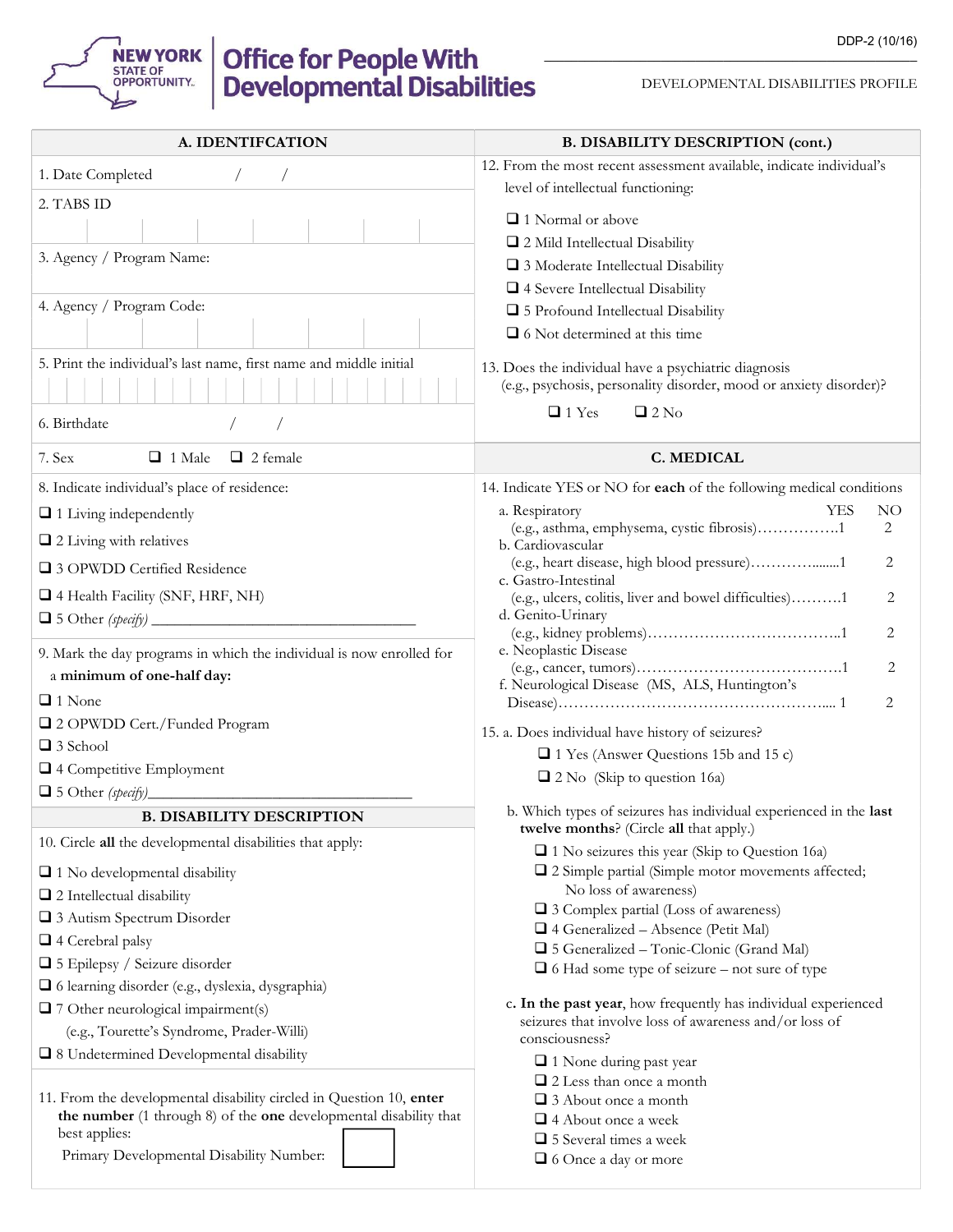NEW YORK STATE OF OPPORTUNITY. | Office for People With Developmental Disabilities

DDP-2 (10/16)

DEVELOPMENTAL DISABILITIES PROFILE

## A. IDENTIFCATION

1. Date Completed / /

2. TABS ID

3. Agency / Program Name:

4. Agency / Program Code:

5. Print the individual's last name, first name and middle initial

6. Birthdate / /

7. Sex ❑ 1 Male ❑ 2 female

8. Indicate individual's place of residence:

- ❑ 1 Living independently
- ❑ 2 Living with relatives
- ❑ 3 OPWDD Certified Residence
- ❑ 4 Health Facility (SNF, HRF, NH)
- ❑ 5 Other *(specify)* ________________________________

9. Mark the day programs in which the individual is now enrolled for a **minimum of one-half day:**

- ❑ 1 None
- ❑ 2 OPWDD Cert./Funded Program
- ❑ 3 School
- ❑ 4 Competitive Employment
- ❑ 5 Other *(specify)*________________________________

## B. DISABILITY DESCRIPTION

10. Circle **all** the developmental disabilities that apply:

- ❑ 1 No developmental disability
- ❑ 2 Intellectual disability
- ❑ 3 Autism Spectrum Disorder
- ❑ 4 Cerebral palsy
- ❑ 5 Epilepsy / Seizure disorder
- ❑ 6 learning disorder (e.g., dyslexia, dysgraphia)
- ❑ 7 Other neurological impairment(s) (e.g., Tourette's Syndrome, Prader-Willi)
- ❑ 8 Undetermined Developmental disability

11. From the developmental disability circled in Question 10, **enter the number** (1 through 8) of the **one** developmental disability that best applies:

Primary Developmental Disability Number: [ ]

## B. DISABILITY DESCRIPTION (cont.)

12. From the most recent assessment available, indicate individual's level of intellectual functioning:

- ❑ 1 Normal or above
- ❑ 2 Mild Intellectual Disability
- ❑ 3 Moderate Intellectual Disability
- ❑ 4 Severe Intellectual Disability
- ❑ 5 Profound Intellectual Disability
- ❑ 6 Not determined at this time

13. Does the individual have a psychiatric diagnosis (e.g., psychosis, personality disorder, mood or anxiety disorder)?

❑ 1 Yes ❑ 2 No

## C. MEDICAL

14. Indicate YES or NO for **each** of the following medical conditions

| | YES | NO |
|---|---|---|
| a. Respiratory (e.g., asthma, emphysema, cystic fibrosis)……………. | 1 | 2 |
| b. Cardiovascular (e.g., heart disease, high blood pressure)…………....... | 1 | 2 |
| c. Gastro-Intestinal (e.g., ulcers, colitis, liver and bowel difficulties)………. | 1 | 2 |
| d. Genito-Urinary (e.g., kidney problems)……………………………….. | 1 | 2 |
| e. Neoplastic Disease (e.g., cancer, tumors)………………………………… | 1 | 2 |
| f. Neurological Disease (MS, ALS, Huntington's Disease)…………………………………………….... | 1 | 2 |

15. a. Does individual have history of seizures?

- ❑ 1 Yes (Answer Questions 15b and 15 c)
- ❑ 2 No (Skip to question 16a)

b. Which types of seizures has individual experienced in the **last twelve months**? (Circle **all** that apply.)

- ❑ 1 No seizures this year (Skip to Question 16a)
- ❑ 2 Simple partial (Simple motor movements affected; No loss of awareness)
- ❑ 3 Complex partial (Loss of awareness)
- ❑ 4 Generalized – Absence (Petit Mal)
- ❑ 5 Generalized – Tonic-Clonic (Grand Mal)
- ❑ 6 Had some type of seizure – not sure of type

c. **In the past year**, how frequently has individual experienced seizures that involve loss of awareness and/or loss of consciousness?

- ❑ 1 None during past year
- ❑ 2 Less than once a month
- ❑ 3 About once a month
- ❑ 4 About once a week
- ❑ 5 Several times a week
- ❑ 6 Once a day or more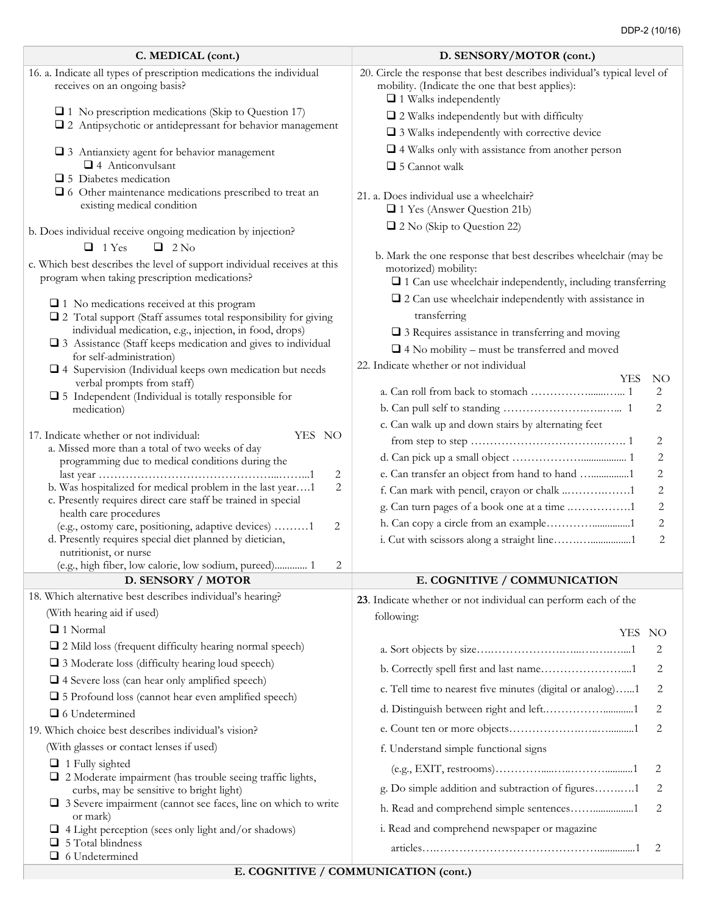DDP-2 (10/16)

## C. MEDICAL (cont.)

16. a. Indicate all types of prescription medications the individual receives on an ongoing basis?

- ❑ 1 No prescription medications (Skip to Question 17)
- ❑ 2 Antipsychotic or antidepressant for behavior management
- ❑ 3 Antianxiety agent for behavior management
- ❑ 4 Anticonvulsant
- ❑ 5 Diabetes medication
- ❑ 6 Other maintenance medications prescribed to treat an existing medical condition

b. Does individual receive ongoing medication by injection?

❑ 1 Yes ❑ 2 No

c. Which best describes the level of support individual receives at this program when taking prescription medications?

- ❑ 1 No medications received at this program
- ❑ 2 Total support (Staff assumes total responsibility for giving individual medication, e.g., injection, in food, drops)
- ❑ 3 Assistance (Staff keeps medication and gives to individual for self-administration)
- ❑ 4 Supervision (Individual keeps own medication but needs verbal prompts from staff)
- ❑ 5 Independent (Individual is totally responsible for medication)

17. Indicate whether or not individual:

| | YES | NO |
|---|---|---|
| a. Missed more than a total of two weeks of day programming due to medical conditions during the last year | 1 | 2 |
| b. Was hospitalized for medical problem in the last year | 1 | 2 |
| c. Presently requires direct care staff be trained in special health care procedures (e.g., ostomy care, positioning, adaptive devices) | 1 | 2 |
| d. Presently requires special diet planned by dietician, nutritionist, or nurse (e.g., high fiber, low calorie, low sodium, pureed) | 1 | 2 |

## D. SENSORY / MOTOR

18. Which alternative best describes individual's hearing? (With hearing aid if used)

- ❑ 1 Normal
- ❑ 2 Mild loss (frequent difficulty hearing normal speech)
- ❑ 3 Moderate loss (difficulty hearing loud speech)
- ❑ 4 Severe loss (can hear only amplified speech)
- ❑ 5 Profound loss (cannot hear even amplified speech)
- ❑ 6 Undetermined

19. Which choice best describes individual's vision? (With glasses or contact lenses if used)

- ❑ 1 Fully sighted
- ❑ 2 Moderate impairment (has trouble seeing traffic lights, curbs, may be sensitive to bright light)
- ❑ 3 Severe impairment (cannot see faces, line on which to write or mark)
- ❑ 4 Light perception (sees only light and/or shadows)
- ❑ 5 Total blindness
- ❑ 6 Undetermined

## D. SENSORY/MOTOR (cont.)

20. Circle the response that best describes individual's typical level of mobility. (Indicate the one that best applies):

- ❑ 1 Walks independently
- ❑ 2 Walks independently but with difficulty
- ❑ 3 Walks independently with corrective device
- ❑ 4 Walks only with assistance from another person
- ❑ 5 Cannot walk

21. a. Does individual use a wheelchair?

- ❑ 1 Yes (Answer Question 21b)
- ❑ 2 No (Skip to Question 22)

b. Mark the one response that best describes wheelchair (may be motorized) mobility:

- ❑ 1 Can use wheelchair independently, including transferring
- ❑ 2 Can use wheelchair independently with assistance in transferring
- ❑ 3 Requires assistance in transferring and moving
- ❑ 4 No mobility – must be transferred and moved

22. Indicate whether or not individual

| | YES | NO |
|---|---|---|
| a. Can roll from back to stomach | 1 | 2 |
| b. Can pull self to standing | 1 | 2 |
| c. Can walk up and down stairs by alternating feet from step to step | 1 | 2 |
| d. Can pick up a small object | 1 | 2 |
| e. Can transfer an object from hand to hand | 1 | 2 |
| f. Can mark with pencil, crayon or chalk | 1 | 2 |
| g. Can turn pages of a book one at a time | 1 | 2 |
| h. Can copy a circle from an example | 1 | 2 |
| i. Cut with scissors along a straight line | 1 | 2 |

## E. COGNITIVE / COMMUNICATION

23. Indicate whether or not individual can perform each of the following:

| | YES | NO |
|---|---|---|
| a. Sort objects by size | 1 | 2 |
| b. Correctly spell first and last name | 1 | 2 |
| c. Tell time to nearest five minutes (digital or analog) | 1 | 2 |
| d. Distinguish between right and left | 1 | 2 |
| e. Count ten or more objects | 1 | 2 |
| f. Understand simple functional signs (e.g., EXIT, restrooms) | 1 | 2 |
| g. Do simple addition and subtraction of figures | 1 | 2 |
| h. Read and comprehend simple sentences | 1 | 2 |
| i. Read and comprehend newspaper or magazine articles | 1 | 2 |

## E. COGNITIVE / COMMUNICATION (cont.)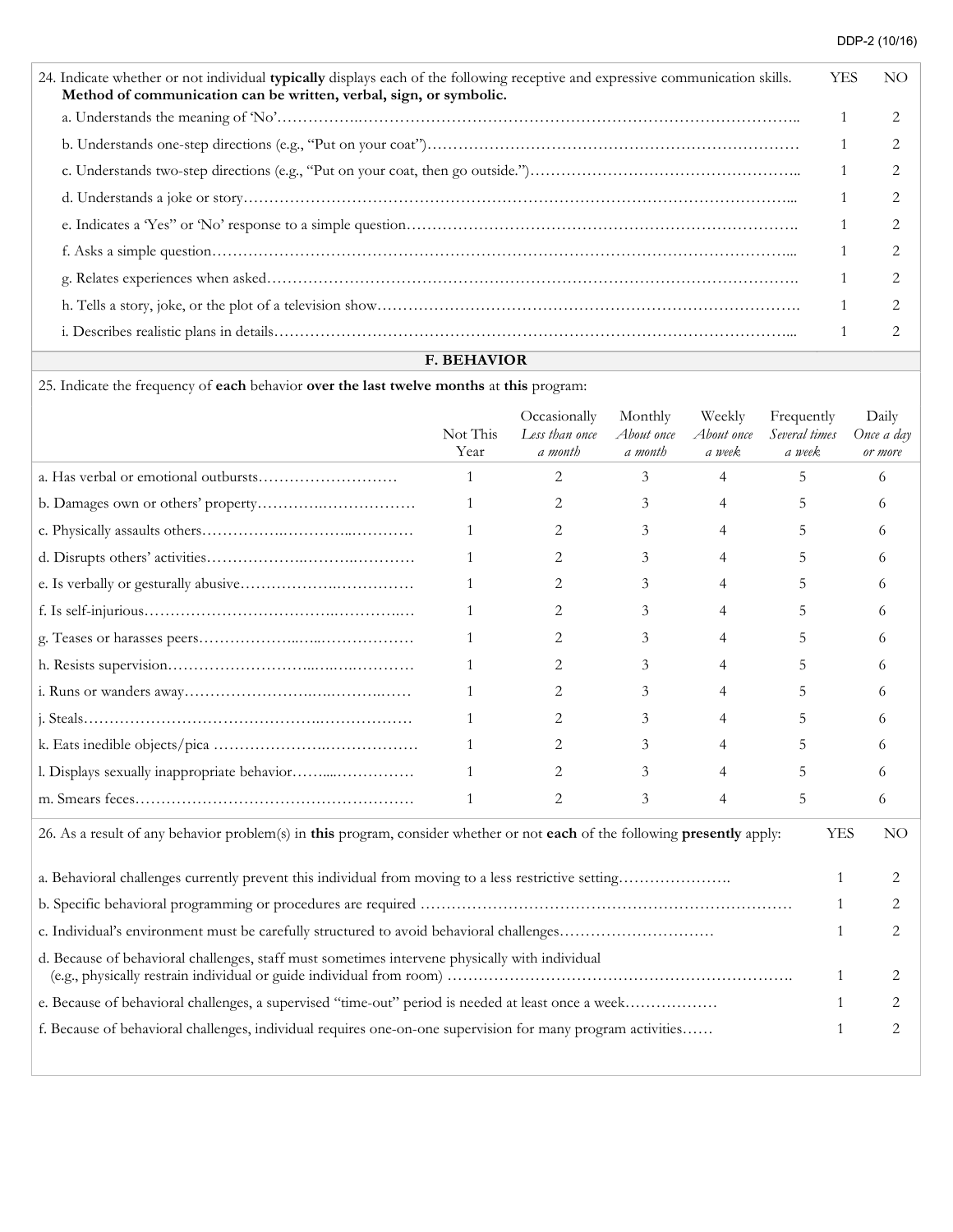| 24. Indicate whether or not individual **typically** displays each of the following receptive and expressive communication skills. **Method of communication can be written, verbal, sign, or symbolic.** | YES | NO |
|---|---|---|
| a. Understands the meaning of 'No' | 1 | 2 |
| b. Understands one-step directions (e.g., "Put on your coat") | 1 | 2 |
| c. Understands two-step directions (e.g., "Put on your coat, then go outside.") | 1 | 2 |
| d. Understands a joke or story | 1 | 2 |
| e. Indicates a 'Yes" or 'No' response to a simple question | 1 | 2 |
| f. Asks a simple question | 1 | 2 |
| g. Relates experiences when asked | 1 | 2 |
| h. Tells a story, joke, or the plot of a television show | 1 | 2 |
| i. Describes realistic plans in details | 1 | 2 |

## F. BEHAVIOR

25. Indicate the frequency of **each** behavior **over the last twelve months** at **this** program:

| | Not This Year | Occasionally *Less than once a month* | Monthly *About once a month* | Weekly *About once a week* | Frequently *Several times a week* | Daily *Once a day or more* |
|---|---|---|---|---|---|---|
| a. Has verbal or emotional outbursts | 1 | 2 | 3 | 4 | 5 | 6 |
| b. Damages own or others' property | 1 | 2 | 3 | 4 | 5 | 6 |
| c. Physically assaults others | 1 | 2 | 3 | 4 | 5 | 6 |
| d. Disrupts others' activities | 1 | 2 | 3 | 4 | 5 | 6 |
| e. Is verbally or gesturally abusive | 1 | 2 | 3 | 4 | 5 | 6 |
| f. Is self-injurious | 1 | 2 | 3 | 4 | 5 | 6 |
| g. Teases or harasses peers | 1 | 2 | 3 | 4 | 5 | 6 |
| h. Resists supervision | 1 | 2 | 3 | 4 | 5 | 6 |
| i. Runs or wanders away | 1 | 2 | 3 | 4 | 5 | 6 |
| j. Steals | 1 | 2 | 3 | 4 | 5 | 6 |
| k. Eats inedible objects/pica | 1 | 2 | 3 | 4 | 5 | 6 |
| l. Displays sexually inappropriate behavior | 1 | 2 | 3 | 4 | 5 | 6 |
| m. Smears feces | 1 | 2 | 3 | 4 | 5 | 6 |

| 26. As a result of any behavior problem(s) in **this** program, consider whether or not **each** of the following **presently** apply: | YES | NO |
|---|---|---|
| a. Behavioral challenges currently prevent this individual from moving to a less restrictive setting | 1 | 2 |
| b. Specific behavioral programming or procedures are required | 1 | 2 |
| c. Individual's environment must be carefully structured to avoid behavioral challenges | 1 | 2 |
| d. Because of behavioral challenges, staff must sometimes intervene physically with individual (e.g., physically restrain individual or guide individual from room) | 1 | 2 |
| e. Because of behavioral challenges, a supervised "time-out" period is needed at least once a week | 1 | 2 |
| f. Because of behavioral challenges, individual requires one-on-one supervision for many program activities | 1 | 2 |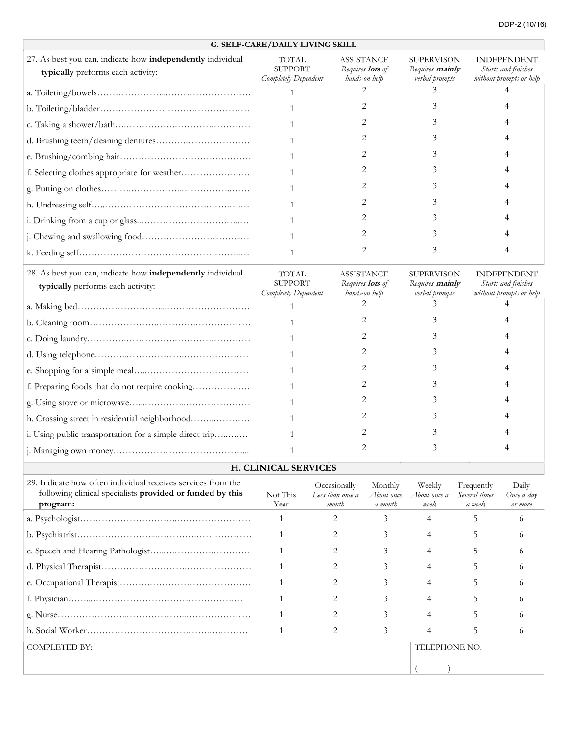## G. SELF-CARE/DAILY LIVING SKILL

| 27. As best you can, indicate how **independently** individual **typically** preforms each activity: | TOTAL SUPPORT *Completely Dependent* | ASSISTANCE *Requires **lots** of hands-on help* | SUPERVISON *Requires **mainly** verbal prompts* | INDEPENDENT *Starts and finishes without prompts or help* |
|---|---|---|---|---|
| a. Toileting/bowels | 1 | 2 | 3 | 4 |
| b. Toileting/bladder | 1 | 2 | 3 | 4 |
| c. Taking a shower/bath | 1 | 2 | 3 | 4 |
| d. Brushing teeth/cleaning dentures | 1 | 2 | 3 | 4 |
| e. Brushing/combing hair | 1 | 2 | 3 | 4 |
| f. Selecting clothes appropriate for weather | 1 | 2 | 3 | 4 |
| g. Putting on clothes | 1 | 2 | 3 | 4 |
| h. Undressing self | 1 | 2 | 3 | 4 |
| i. Drinking from a cup or glass | 1 | 2 | 3 | 4 |
| j. Chewing and swallowing food | 1 | 2 | 3 | 4 |
| k. Feeding self | 1 | 2 | 3 | 4 |

| 28. As best you can, indicate how **independently** individual **typically** performs each activity: | TOTAL SUPPORT *Completely Dependent* | ASSISTANCE *Requires **lots** of hands-on help* | SUPERVISON *Requires **mainly** verbal prompts* | INDEPENDENT *Starts and finishes without prompts or help* |
|---|---|---|---|---|
| a. Making bed | 1 | 2 | 3 | 4 |
| b. Cleaning room | 1 | 2 | 3 | 4 |
| c. Doing laundry | 1 | 2 | 3 | 4 |
| d. Using telephone | 1 | 2 | 3 | 4 |
| e. Shopping for a simple meal | 1 | 2 | 3 | 4 |
| f. Preparing foods that do not require cooking | 1 | 2 | 3 | 4 |
| g. Using stove or microwave | 1 | 2 | 3 | 4 |
| h. Crossing street in residential neighborhood | 1 | 2 | 3 | 4 |
| i. Using public transportation for a simple direct trip | 1 | 2 | 3 | 4 |
| j. Managing own money | 1 | 2 | 3 | 4 |

## H. CLINICAL SERVICES

| 29. Indicate how often individual receives services from the following clinical specialists **provided or funded by this program:** | Not This Year | Occasionally *Less than once a month* | Monthly *About once a month* | Weekly *About once a week* | Frequently *Several times a week* | Daily *Once a day or more* |
|---|---|---|---|---|---|---|
| a. Psychologist | 1 | 2 | 3 | 4 | 5 | 6 |
| b. Psychiatrist | 1 | 2 | 3 | 4 | 5 | 6 |
| c. Speech and Hearing Pathologist | 1 | 2 | 3 | 4 | 5 | 6 |
| d. Physical Therapist | 1 | 2 | 3 | 4 | 5 | 6 |
| e. Occupational Therapist | 1 | 2 | 3 | 4 | 5 | 6 |
| f. Physician | 1 | 2 | 3 | 4 | 5 | 6 |
| g. Nurse | 1 | 2 | 3 | 4 | 5 | 6 |
| h. Social Worker | 1 | 2 | 3 | 4 | 5 | 6 |

| COMPLETED BY: | TELEPHONE NO. |
|---|---|
| | ( ) |